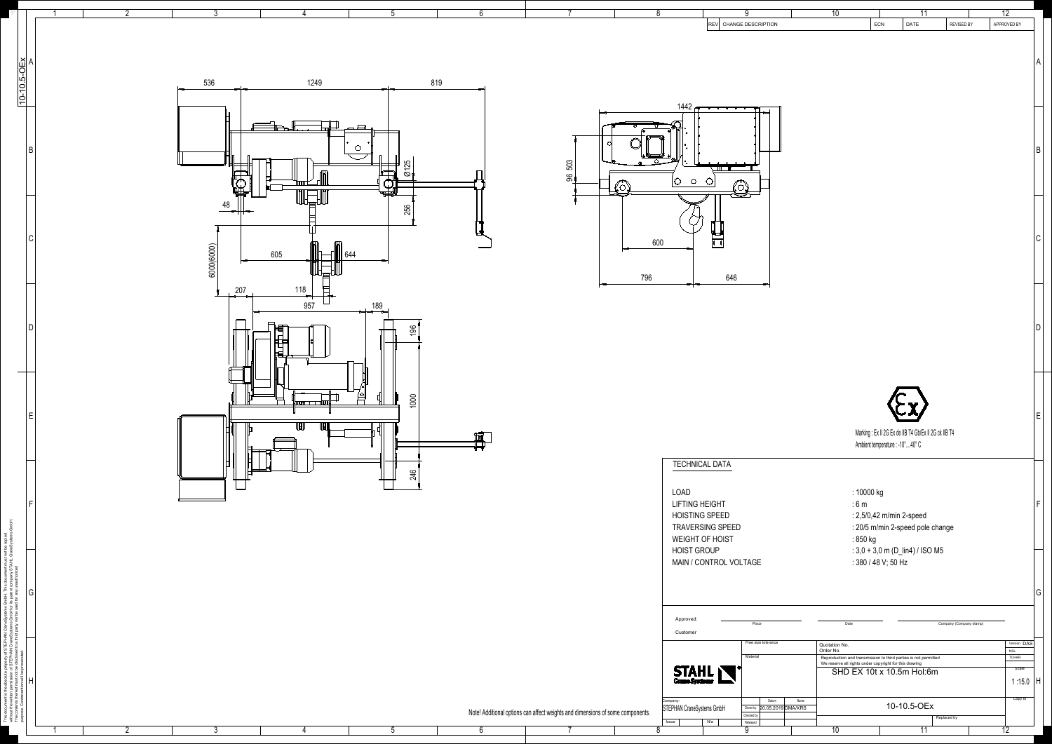| REV | CHANGE DESCRIPTION | ECN | DATE | REVISED BY | APPROVED BY |
|---|---|---|---|---|---|
| | | | | | |

Marking : Ex II 2G Ex de IIB T4 Gb/Ex II 2G ck IIB T4

Ambient temperature : -10°...40° C

## TECHNICAL DATA

| | |
|---|---|
| LOAD | : 10000 kg |
| LIFTING HEIGHT | : 6 m |
| HOISTING SPEED | : 2,5/0,42 m/min 2-speed |
| TRAVERSING SPEED | : 20/5 m/min 2-speed pole change |
| WEIGHT OF HOIST | : 850 kg |
| HOIST GROUP | : 3,0 + 3,0 m (D_lin4) / ISO M5 |
| MAIN / CONTROL VOLTAGE | : 380 / 48 V; 50 Hz |

Approved: Place Date Company (Company stamp)

Customer

Free size tolerance

Material

Quotation No.
Order No.

Reproduction and transmission to third parties is not permitted
We reserve all rights under copyright for this drawing

SHD EX 10t x 10.5m Hol:6m

Version: DAS
NSL
TCHAR
Scale 1 :15.0
Copy to

STAHL CraneSystems

Company: STEPHAN CraneSystems GmbH

| | Datum | Name |
|---|---|---|
| Drawn by | 20.05.2019 | DMA/XRS |
| Checked by | | |
| Released | | |

Issue N/a

10-10.5-OEx

Replaced by

Note! Additional options can affect weights and dimensions of some components.

This document is the absolute property of STEPHAN CraneSystems GmbH. This document must not be copied without the written permission of STEPHAN CraneSystems GmbH or its parent company STAHL CraneSystems GmbH. The contents thereof must not be disclosed to a third party nor be used for any unauthorised purpose. Contravention will be prosecuted.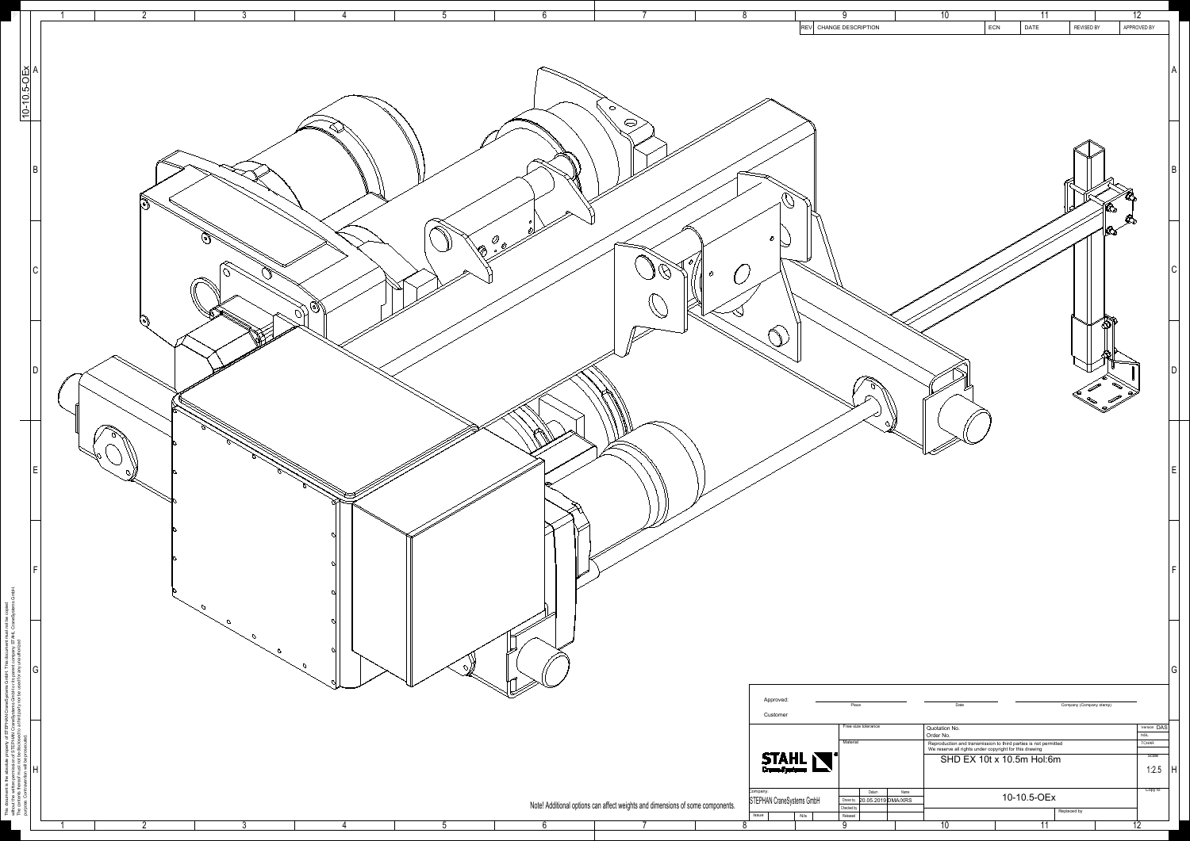| REV | CHANGE DESCRIPTION | ECN | DATE | REVISED BY | APPROVED BY |
| --- | --- | --- | --- | --- | --- |

10-10.5-OEx

Note! Additional options can affect weights and dimensions of some components.

This document is the absolute property of STEPHAN CraneSystems GmbH. This document must not be copied without the written permission of STEPHAN CraneSystems GmbH or its parent company STAHL CraneSystems GmbH. The contents thereof must not be disclosed to a third party nor be used for any unauthorized purpose. Contravention will be prosecuted.

Approved: Place Date Company (Company stamp)

Customer

| | | | | | |
| --- | --- | --- | --- | --- | --- |
| STAHL CraneSystems | Free size tolerance | | | Quotation No. / Order No. | Version: DAS |
| | Material | | | Reproduction and transmission to third parties is not permitted. We reserve all rights under copyright for this drawing | NSL |
| | | | | SHD EX 10t x 10.5m Hol:6m | TCHAR |
| | | | | | Scale 1:2.5 |
| Company: STEPHAN CraneSystems GmbH | | Datum | Name | 10-10.5-OEx | Copy to |
| | Drawn by | 20.05.2019 | DMA/XRS | | |
| | Checked by | | | | |
| Issue N/a | Released | | | Replaced by | |